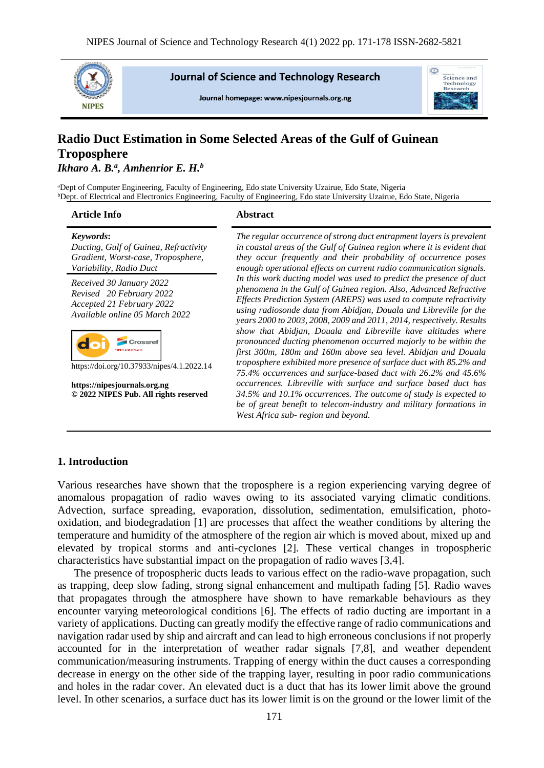# Radio Duct Estimation in Some Selected Areas of the Gulf of Guinean Troposphere

***Ikharo A. B.*[a], *Amhenrior E. H.*[b]**

[a]Dept of Computer Engineering, Faculty of Engineering, Edo state University Uzairue, Edo State, Nigeria
[b]Dept. of Electrical and Electronics Engineering, Faculty of Engineering, Edo state University Uzairue, Edo State, Nigeria

## Article Info

***Keywords*:**
*Ducting, Gulf of Guinea, Refractivity Gradient, Worst-case, Troposphere, Variability, Radio Duct*

*Received 30 January 2022*
*Revised 20 February 2022*
*Accepted 21 February 2022*
*Available online 05 March 2022*

https://doi.org/10.37933/nipes/4.1.2022.14

**https://nipesjournals.org.ng**
**© 2022 NIPES Pub. All rights reserved**

## Abstract

*The regular occurrence of strong duct entrapment layers is prevalent in coastal areas of the Gulf of Guinea region where it is evident that they occur frequently and their probability of occurrence poses enough operational effects on current radio communication signals. In this work ducting model was used to predict the presence of duct phenomena in the Gulf of Guinea region. Also, Advanced Refractive Effects Prediction System (AREPS) was used to compute refractivity using radiosonde data from Abidjan, Douala and Libreville for the years 2000 to 2003, 2008, 2009 and 2011, 2014, respectively. Results show that Abidjan, Douala and Libreville have altitudes where pronounced ducting phenomenon occurred majorly to be within the first 300m, 180m and 160m above sea level. Abidjan and Douala troposphere exhibited more presence of surface duct with 85.2% and 75.4% occurrences and surface-based duct with 26.2% and 45.6% occurrences. Libreville with surface and surface based duct has 34.5% and 10.1% occurrences. The outcome of study is expected to be of great benefit to telecom-industry and military formations in West Africa sub- region and beyond.*

## 1. Introduction

Various researches have shown that the troposphere is a region experiencing varying degree of anomalous propagation of radio waves owing to its associated varying climatic conditions. Advection, surface spreading, evaporation, dissolution, sedimentation, emulsification, photo-oxidation, and biodegradation [1] are processes that affect the weather conditions by altering the temperature and humidity of the atmosphere of the region air which is moved about, mixed up and elevated by tropical storms and anti-cyclones [2]. These vertical changes in tropospheric characteristics have substantial impact on the propagation of radio waves [3,4].

The presence of tropospheric ducts leads to various effect on the radio-wave propagation, such as trapping, deep slow fading, strong signal enhancement and multipath fading [5]. Radio waves that propagates through the atmosphere have shown to have remarkable behaviours as they encounter varying meteorological conditions [6]. The effects of radio ducting are important in a variety of applications. Ducting can greatly modify the effective range of radio communications and navigation radar used by ship and aircraft and can lead to high erroneous conclusions if not properly accounted for in the interpretation of weather radar signals [7,8], and weather dependent communication/measuring instruments. Trapping of energy within the duct causes a corresponding decrease in energy on the other side of the trapping layer, resulting in poor radio communications and holes in the radar cover. An elevated duct is a duct that has its lower limit above the ground level. In other scenarios, a surface duct has its lower limit is on the ground or the lower limit of the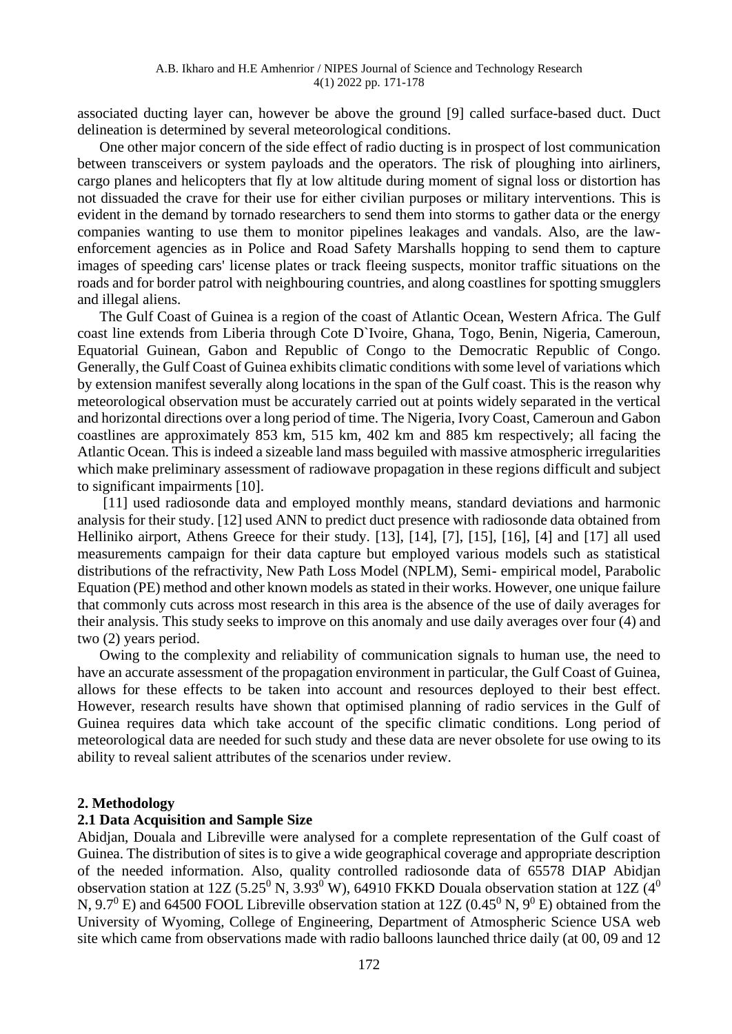associated ducting layer can, however be above the ground [9] called surface-based duct. Duct delineation is determined by several meteorological conditions.

One other major concern of the side effect of radio ducting is in prospect of lost communication between transceivers or system payloads and the operators. The risk of ploughing into airliners, cargo planes and helicopters that fly at low altitude during moment of signal loss or distortion has not dissuaded the crave for their use for either civilian purposes or military interventions. This is evident in the demand by tornado researchers to send them into storms to gather data or the energy companies wanting to use them to monitor pipelines leakages and vandals. Also, are the law-enforcement agencies as in Police and Road Safety Marshalls hopping to send them to capture images of speeding cars' license plates or track fleeing suspects, monitor traffic situations on the roads and for border patrol with neighbouring countries, and along coastlines for spotting smugglers and illegal aliens.

The Gulf Coast of Guinea is a region of the coast of Atlantic Ocean, Western Africa. The Gulf coast line extends from Liberia through Cote D`Ivoire, Ghana, Togo, Benin, Nigeria, Cameroun, Equatorial Guinean, Gabon and Republic of Congo to the Democratic Republic of Congo. Generally, the Gulf Coast of Guinea exhibits climatic conditions with some level of variations which by extension manifest severally along locations in the span of the Gulf coast. This is the reason why meteorological observation must be accurately carried out at points widely separated in the vertical and horizontal directions over a long period of time. The Nigeria, Ivory Coast, Cameroun and Gabon coastlines are approximately 853 km, 515 km, 402 km and 885 km respectively; all facing the Atlantic Ocean. This is indeed a sizeable land mass beguiled with massive atmospheric irregularities which make preliminary assessment of radiowave propagation in these regions difficult and subject to significant impairments [10].

[11] used radiosonde data and employed monthly means, standard deviations and harmonic analysis for their study. [12] used ANN to predict duct presence with radiosonde data obtained from Helliniko airport, Athens Greece for their study. [13], [14], [7], [15], [16], [4] and [17] all used measurements campaign for their data capture but employed various models such as statistical distributions of the refractivity, New Path Loss Model (NPLM), Semi- empirical model, Parabolic Equation (PE) method and other known models as stated in their works. However, one unique failure that commonly cuts across most research in this area is the absence of the use of daily averages for their analysis. This study seeks to improve on this anomaly and use daily averages over four (4) and two (2) years period.

Owing to the complexity and reliability of communication signals to human use, the need to have an accurate assessment of the propagation environment in particular, the Gulf Coast of Guinea, allows for these effects to be taken into account and resources deployed to their best effect. However, research results have shown that optimised planning of radio services in the Gulf of Guinea requires data which take account of the specific climatic conditions. Long period of meteorological data are needed for such study and these data are never obsolete for use owing to its ability to reveal salient attributes of the scenarios under review.

## 2. Methodology

### 2.1 Data Acquisition and Sample Size

Abidjan, Douala and Libreville were analysed for a complete representation of the Gulf coast of Guinea. The distribution of sites is to give a wide geographical coverage and appropriate description of the needed information. Also, quality controlled radiosonde data of 65578 DIAP Abidjan observation station at 12Z ($5.25^0$ N, $3.93^0$ W), 64910 FKKD Douala observation station at 12Z ($4^0$ N, $9.7^0$ E) and 64500 FOOL Libreville observation station at 12Z ($0.45^0$ N, $9^0$ E) obtained from the University of Wyoming, College of Engineering, Department of Atmospheric Science USA web site which came from observations made with radio balloons launched thrice daily (at 00, 09 and 12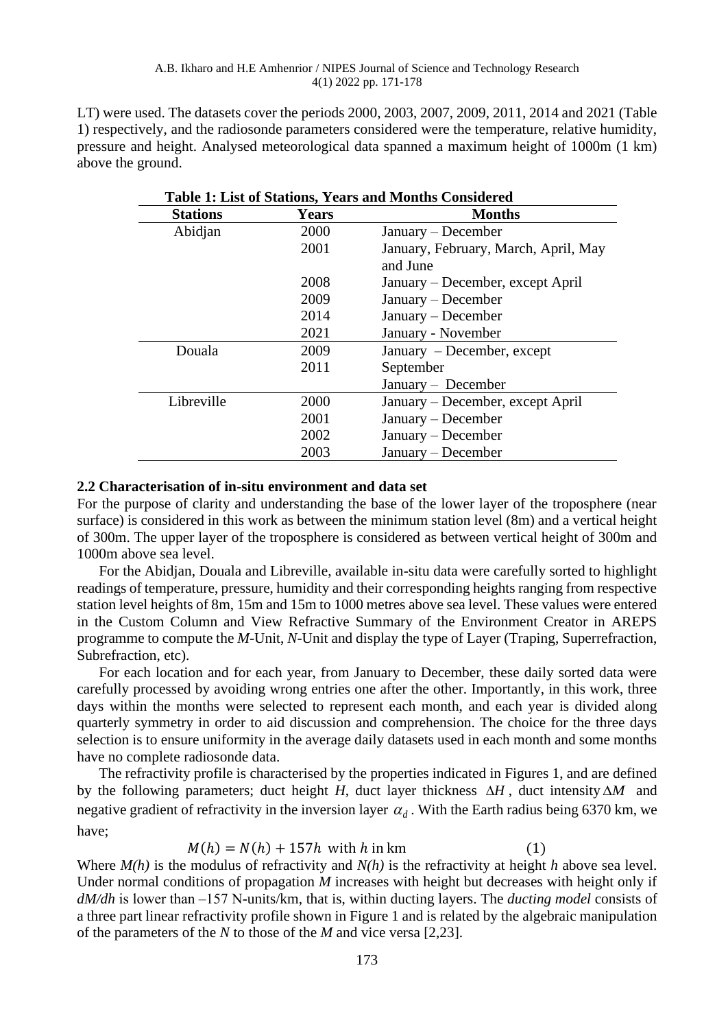LT) were used. The datasets cover the periods 2000, 2003, 2007, 2009, 2011, 2014 and 2021 (Table 1) respectively, and the radiosonde parameters considered were the temperature, relative humidity, pressure and height. Analysed meteorological data spanned a maximum height of 1000m (1 km) above the ground.

**Table 1: List of Stations, Years and Months Considered**

| Stations | Years | Months |
|---|---|---|
| Abidjan | 2000 | January – December |
| | 2001 | January, February, March, April, May and June |
| | 2008 | January – December, except April |
| | 2009 | January – December |
| | 2014 | January – December |
| | 2021 | January - November |
| Douala | 2009 | January – December, except September |
| | 2011 | January – December |
| Libreville | 2000 | January – December, except April |
| | 2001 | January – December |
| | 2002 | January – December |
| | 2003 | January – December |

### 2.2 Characterisation of in-situ environment and data set

For the purpose of clarity and understanding the base of the lower layer of the troposphere (near surface) is considered in this work as between the minimum station level (8m) and a vertical height of 300m. The upper layer of the troposphere is considered as between vertical height of 300m and 1000m above sea level.

For the Abidjan, Douala and Libreville, available in-situ data were carefully sorted to highlight readings of temperature, pressure, humidity and their corresponding heights ranging from respective station level heights of 8m, 15m and 15m to 1000 metres above sea level. These values were entered in the Custom Column and View Refractive Summary of the Environment Creator in AREPS programme to compute the *M*-Unit, *N*-Unit and display the type of Layer (Traping, Superrefraction, Subrefraction, etc).

For each location and for each year, from January to December, these daily sorted data were carefully processed by avoiding wrong entries one after the other. Importantly, in this work, three days within the months were selected to represent each month, and each year is divided along quarterly symmetry in order to aid discussion and comprehension. The choice for the three days selection is to ensure uniformity in the average daily datasets used in each month and some months have no complete radiosonde data.

The refractivity profile is characterised by the properties indicated in Figures 1, and are defined by the following parameters; duct height $H$, duct layer thickness $\Delta H$, duct intensity $\Delta M$ and negative gradient of refractivity in the inversion layer $\alpha_d$. With the Earth radius being 6370 km, we have;

$$M(h) = N(h) + 157h \text{ with } h \text{ in km} \tag{1}$$

Where $M(h)$ is the modulus of refractivity and $N(h)$ is the refractivity at height $h$ above sea level. Under normal conditions of propagation $M$ increases with height but decreases with height only if $dM/dh$ is lower than –157 N-units/km, that is, within ducting layers. The *ducting model* consists of a three part linear refractivity profile shown in Figure 1 and is related by the algebraic manipulation of the parameters of the $N$ to those of the $M$ and vice versa [2,23].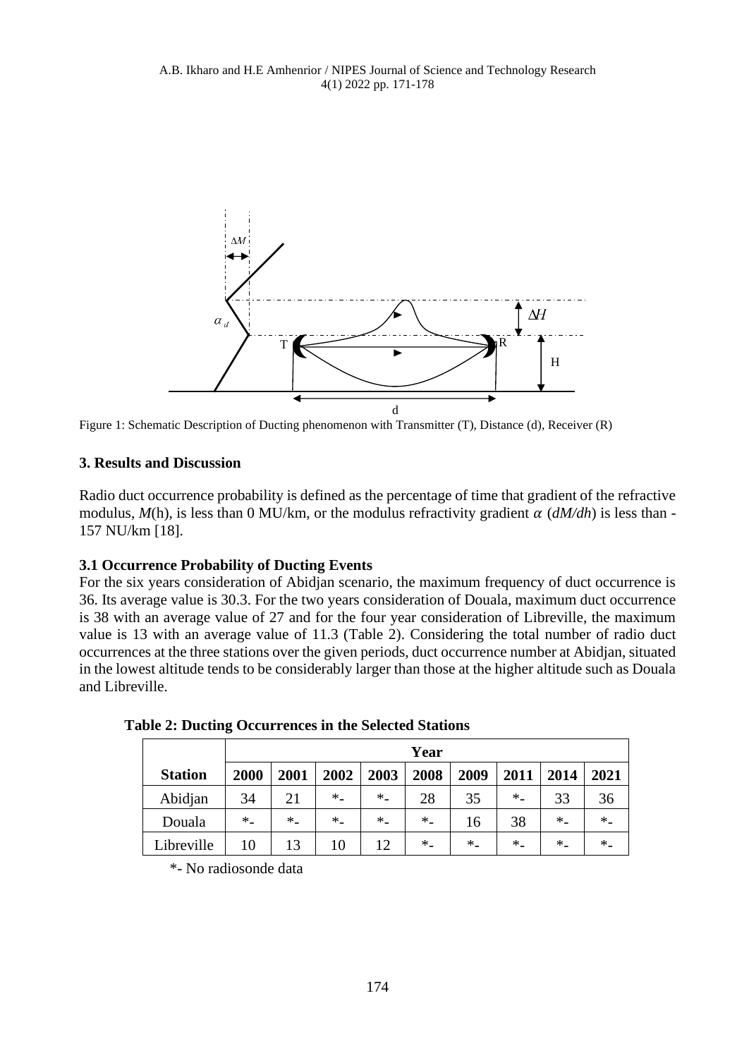Figure 1: Schematic Description of Ducting phenomenon with Transmitter (T), Distance (d), Receiver (R)

## 3. Results and Discussion

Radio duct occurrence probability is defined as the percentage of time that gradient of the refractive modulus, *M*(h), is less than 0 MU/km, or the modulus refractivity gradient $\alpha$ (*dM/dh*) is less than -157 NU/km [18].

### 3.1 Occurrence Probability of Ducting Events

For the six years consideration of Abidjan scenario, the maximum frequency of duct occurrence is 36. Its average value is 30.3. For the two years consideration of Douala, maximum duct occurrence is 38 with an average value of 27 and for the four year consideration of Libreville, the maximum value is 13 with an average value of 11.3 (Table 2). Considering the total number of radio duct occurrences at the three stations over the given periods, duct occurrence number at Abidjan, situated in the lowest altitude tends to be considerably larger than those at the higher altitude such as Douala and Libreville.

**Table 2: Ducting Occurrences in the Selected Stations**

| | Year | | | | | | | | |
|---|---|---|---|---|---|---|---|---|---|
| **Station** | **2000** | **2001** | **2002** | **2003** | **2008** | **2009** | **2011** | **2014** | **2021** |
| Abidjan | 34 | 21 | *- | *- | 28 | 35 | *- | 33 | 36 |
| Douala | *- | *- | *- | *- | *- | 16 | 38 | *- | *- |
| Libreville | 10 | 13 | 10 | 12 | *- | *- | *- | *- | *- |

*- No radiosonde data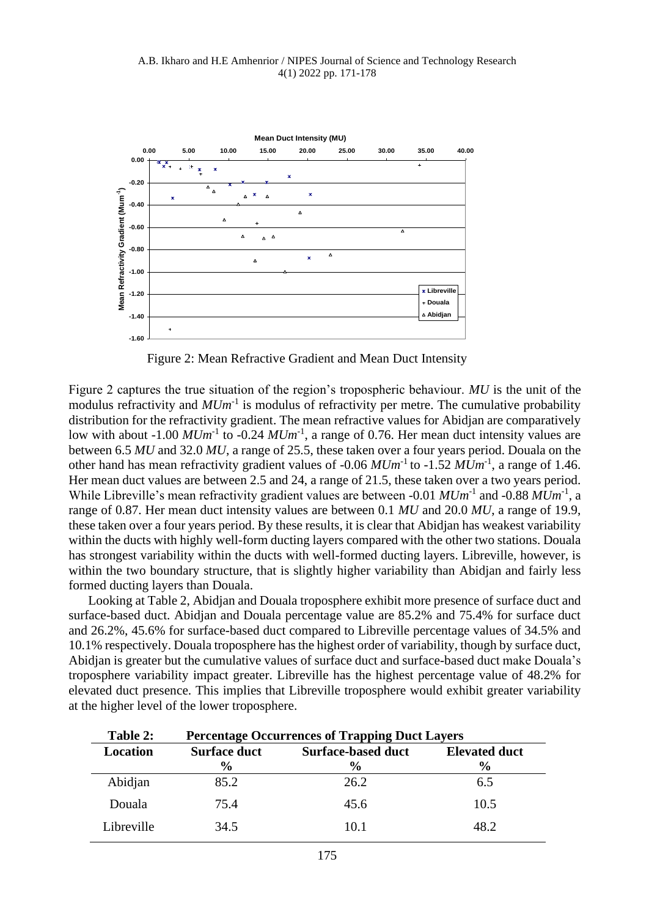Figure 2: Mean Refractive Gradient and Mean Duct Intensity

Figure 2 captures the true situation of the region's tropospheric behaviour. *MU* is the unit of the modulus refractivity and $MUm^{-1}$ is modulus of refractivity per metre. The cumulative probability distribution for the refractivity gradient. The mean refractive values for Abidjan are comparatively low with about -1.00 $MUm^{-1}$ to -0.24 $MUm^{-1}$, a range of 0.76. Her mean duct intensity values are between 6.5 *MU* and 32.0 *MU*, a range of 25.5, these taken over a four years period. Douala on the other hand has mean refractivity gradient values of -0.06 $MUm^{-1}$ to -1.52 $MUm^{-1}$, a range of 1.46. Her mean duct values are between 2.5 and 24, a range of 21.5, these taken over a two years period. While Libreville's mean refractivity gradient values are between -0.01 $MUm^{-1}$ and -0.88 $MUm^{-1}$, a range of 0.87. Her mean duct intensity values are between 0.1 *MU* and 20.0 *MU*, a range of 19.9, these taken over a four years period. By these results, it is clear that Abidjan has weakest variability within the ducts with highly well-form ducting layers compared with the other two stations. Douala has strongest variability within the ducts with well-formed ducting layers. Libreville, however, is within the two boundary structure, that is slightly higher variability than Abidjan and fairly less formed ducting layers than Douala.

Looking at Table 2, Abidjan and Douala troposphere exhibit more presence of surface duct and surface-based duct. Abidjan and Douala percentage value are 85.2% and 75.4% for surface duct and 26.2%, 45.6% for surface-based duct compared to Libreville percentage values of 34.5% and 10.1% respectively. Douala troposphere has the highest order of variability, though by surface duct, Abidjan is greater but the cumulative values of surface duct and surface-based duct make Douala's troposphere variability impact greater. Libreville has the highest percentage value of 48.2% for elevated duct presence. This implies that Libreville troposphere would exhibit greater variability at the higher level of the lower troposphere.

**Table 2: Percentage Occurrences of Trapping Duct Layers**

| Location | Surface duct % | Surface-based duct % | Elevated duct % |
|---|---|---|---|
| Abidjan | 85.2 | 26.2 | 6.5 |
| Douala | 75.4 | 45.6 | 10.5 |
| Libreville | 34.5 | 10.1 | 48.2 |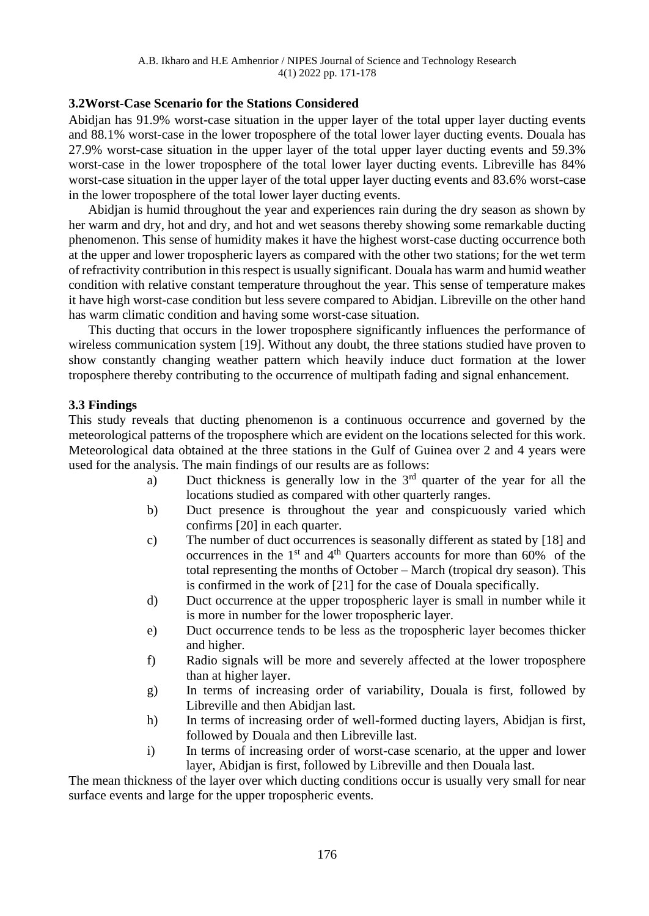### 3.2Worst-Case Scenario for the Stations Considered

Abidjan has 91.9% worst-case situation in the upper layer of the total upper layer ducting events and 88.1% worst-case in the lower troposphere of the total lower layer ducting events. Douala has 27.9% worst-case situation in the upper layer of the total upper layer ducting events and 59.3% worst-case in the lower troposphere of the total lower layer ducting events. Libreville has 84% worst-case situation in the upper layer of the total upper layer ducting events and 83.6% worst-case in the lower troposphere of the total lower layer ducting events.

Abidjan is humid throughout the year and experiences rain during the dry season as shown by her warm and dry, hot and dry, and hot and wet seasons thereby showing some remarkable ducting phenomenon. This sense of humidity makes it have the highest worst-case ducting occurrence both at the upper and lower tropospheric layers as compared with the other two stations; for the wet term of refractivity contribution in this respect is usually significant. Douala has warm and humid weather condition with relative constant temperature throughout the year. This sense of temperature makes it have high worst-case condition but less severe compared to Abidjan. Libreville on the other hand has warm climatic condition and having some worst-case situation.

This ducting that occurs in the lower troposphere significantly influences the performance of wireless communication system [19]. Without any doubt, the three stations studied have proven to show constantly changing weather pattern which heavily induce duct formation at the lower troposphere thereby contributing to the occurrence of multipath fading and signal enhancement.

### 3.3 Findings

This study reveals that ducting phenomenon is a continuous occurrence and governed by the meteorological patterns of the troposphere which are evident on the locations selected for this work. Meteorological data obtained at the three stations in the Gulf of Guinea over 2 and 4 years were used for the analysis. The main findings of our results are as follows:

a) Duct thickness is generally low in the 3rd quarter of the year for all the locations studied as compared with other quarterly ranges.

b) Duct presence is throughout the year and conspicuously varied which confirms [20] in each quarter.

c) The number of duct occurrences is seasonally different as stated by [18] and occurrences in the 1st and 4th Quarters accounts for more than 60% of the total representing the months of October – March (tropical dry season). This is confirmed in the work of [21] for the case of Douala specifically.

d) Duct occurrence at the upper tropospheric layer is small in number while it is more in number for the lower tropospheric layer.

e) Duct occurrence tends to be less as the tropospheric layer becomes thicker and higher.

f) Radio signals will be more and severely affected at the lower troposphere than at higher layer.

g) In terms of increasing order of variability, Douala is first, followed by Libreville and then Abidjan last.

h) In terms of increasing order of well-formed ducting layers, Abidjan is first, followed by Douala and then Libreville last.

i) In terms of increasing order of worst-case scenario, at the upper and lower layer, Abidjan is first, followed by Libreville and then Douala last.

The mean thickness of the layer over which ducting conditions occur is usually very small for near surface events and large for the upper tropospheric events.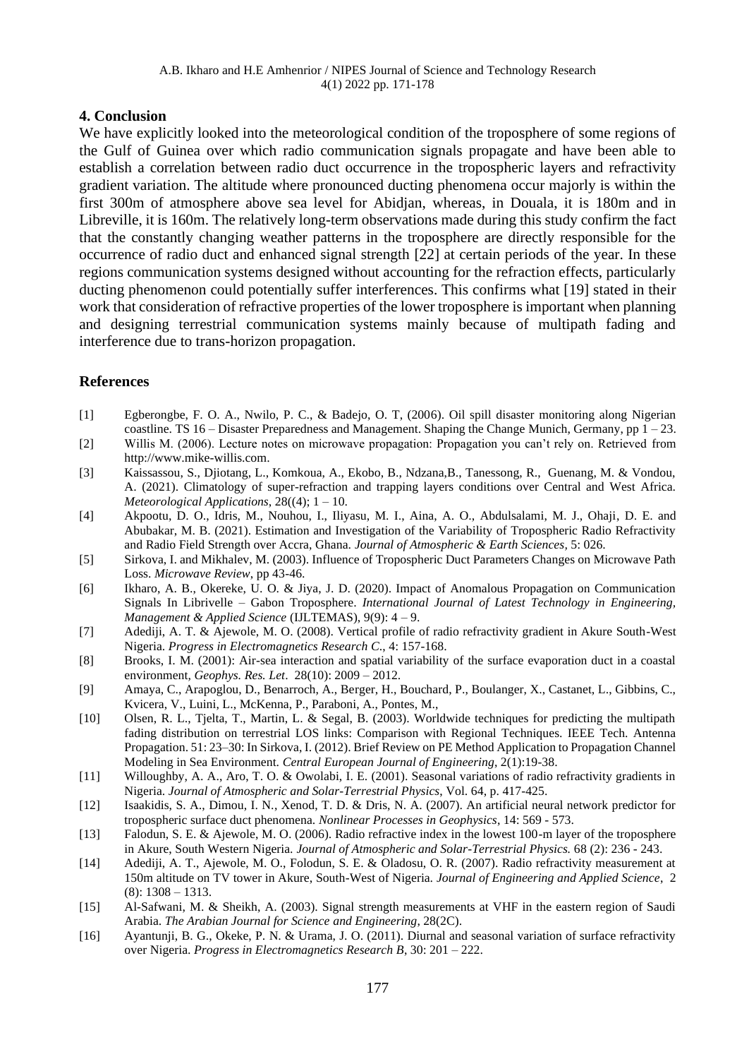## 4. Conclusion

We have explicitly looked into the meteorological condition of the troposphere of some regions of the Gulf of Guinea over which radio communication signals propagate and have been able to establish a correlation between radio duct occurrence in the tropospheric layers and refractivity gradient variation. The altitude where pronounced ducting phenomena occur majorly is within the first 300m of atmosphere above sea level for Abidjan, whereas, in Douala, it is 180m and in Libreville, it is 160m. The relatively long-term observations made during this study confirm the fact that the constantly changing weather patterns in the troposphere are directly responsible for the occurrence of radio duct and enhanced signal strength [22] at certain periods of the year. In these regions communication systems designed without accounting for the refraction effects, particularly ducting phenomenon could potentially suffer interferences. This confirms what [19] stated in their work that consideration of refractive properties of the lower troposphere is important when planning and designing terrestrial communication systems mainly because of multipath fading and interference due to trans-horizon propagation.

## References

[1] Egberongbe, F. O. A., Nwilo, P. C., & Badejo, O. T, (2006). Oil spill disaster monitoring along Nigerian coastline. TS 16 – Disaster Preparedness and Management. Shaping the Change Munich, Germany, pp 1 – 23.

[2] Willis M. (2006). Lecture notes on microwave propagation: Propagation you can't rely on. Retrieved from http://www.mike-willis.com.

[3] Kaissassou, S., Djiotang, L., Komkoua, A., Ekobo, B., Ndzana,B., Tanessong, R., Guenang, M. & Vondou, A. (2021). Climatology of super-refraction and trapping layers conditions over Central and West Africa. *Meteorological Applications*, 28((4); 1 – 10.

[4] Akpootu, D. O., Idris, M., Nouhou, I., Iliyasu, M. I., Aina, A. O., Abdulsalami, M. J., Ohaji, D. E. and Abubakar, M. B. (2021). Estimation and Investigation of the Variability of Tropospheric Radio Refractivity and Radio Field Strength over Accra, Ghana. *Journal of Atmospheric & Earth Sciences,* 5: 026.

[5] Sirkova, I. and Mikhalev, M. (2003). Influence of Tropospheric Duct Parameters Changes on Microwave Path Loss. *Microwave Review*, pp 43-46.

[6] Ikharo, A. B., Okereke, U. O. & Jiya, J. D. (2020). Impact of Anomalous Propagation on Communication Signals In Librivelle – Gabon Troposphere. *International Journal of Latest Technology in Engineering, Management & Applied Science* (IJLTEMAS), 9(9): 4 – 9.

[7] Adediji, A. T. & Ajewole, M. O. (2008). Vertical profile of radio refractivity gradient in Akure South-West Nigeria. *Progress in Electromagnetics Research C*., 4: 157-168.

[8] Brooks, I. M. (2001): Air-sea interaction and spatial variability of the surface evaporation duct in a coastal environment, *Geophys. Res. Let*. 28(10): 2009 – 2012.

[9] Amaya, C., Arapoglou, D., Benarroch, A., Berger, H., Bouchard, P., Boulanger, X., Castanet, L., Gibbins, C., Kvicera, V., Luini, L., McKenna, P., Paraboni, A., Pontes, M.,

[10] Olsen, R. L., Tjelta, T., Martin, L. & Segal, B. (2003). Worldwide techniques for predicting the multipath fading distribution on terrestrial LOS links: Comparison with Regional Techniques. IEEE Tech. Antenna Propagation. 51: 23–30: In Sirkova, I. (2012). Brief Review on PE Method Application to Propagation Channel Modeling in Sea Environment. *Central European Journal of Engineering*, 2(1):19-38.

[11] Willoughby, A. A., Aro, T. O. & Owolabi, I. E. (2001). Seasonal variations of radio refractivity gradients in Nigeria. *Journal of Atmospheric and Solar-Terrestrial Physics*, Vol. 64, p. 417-425.

[12] Isaakidis, S. A., Dimou, I. N., Xenod, T. D. & Dris, N. A. (2007). An artificial neural network predictor for tropospheric surface duct phenomena. *Nonlinear Processes in Geophysics*, 14: 569 - 573.

[13] Falodun, S. E. & Ajewole, M. O. (2006). Radio refractive index in the lowest 100-m layer of the troposphere in Akure, South Western Nigeria. *Journal of Atmospheric and Solar-Terrestrial Physics.* 68 (2): 236 - 243.

[14] Adediji, A. T., Ajewole, M. O., Folodun, S. E. & Oladosu, O. R. (2007). Radio refractivity measurement at 150m altitude on TV tower in Akure, South-West of Nigeria. *Journal of Engineering and Applied Science*, 2 (8): 1308 – 1313.

[15] Al-Safwani, M. & Sheikh, A. (2003). Signal strength measurements at VHF in the eastern region of Saudi Arabia. *The Arabian Journal for Science and Engineering*, 28(2C).

[16] Ayantunji, B. G., Okeke, P. N. & Urama, J. O. (2011). Diurnal and seasonal variation of surface refractivity over Nigeria. *Progress in Electromagnetics Research B*, 30: 201 – 222.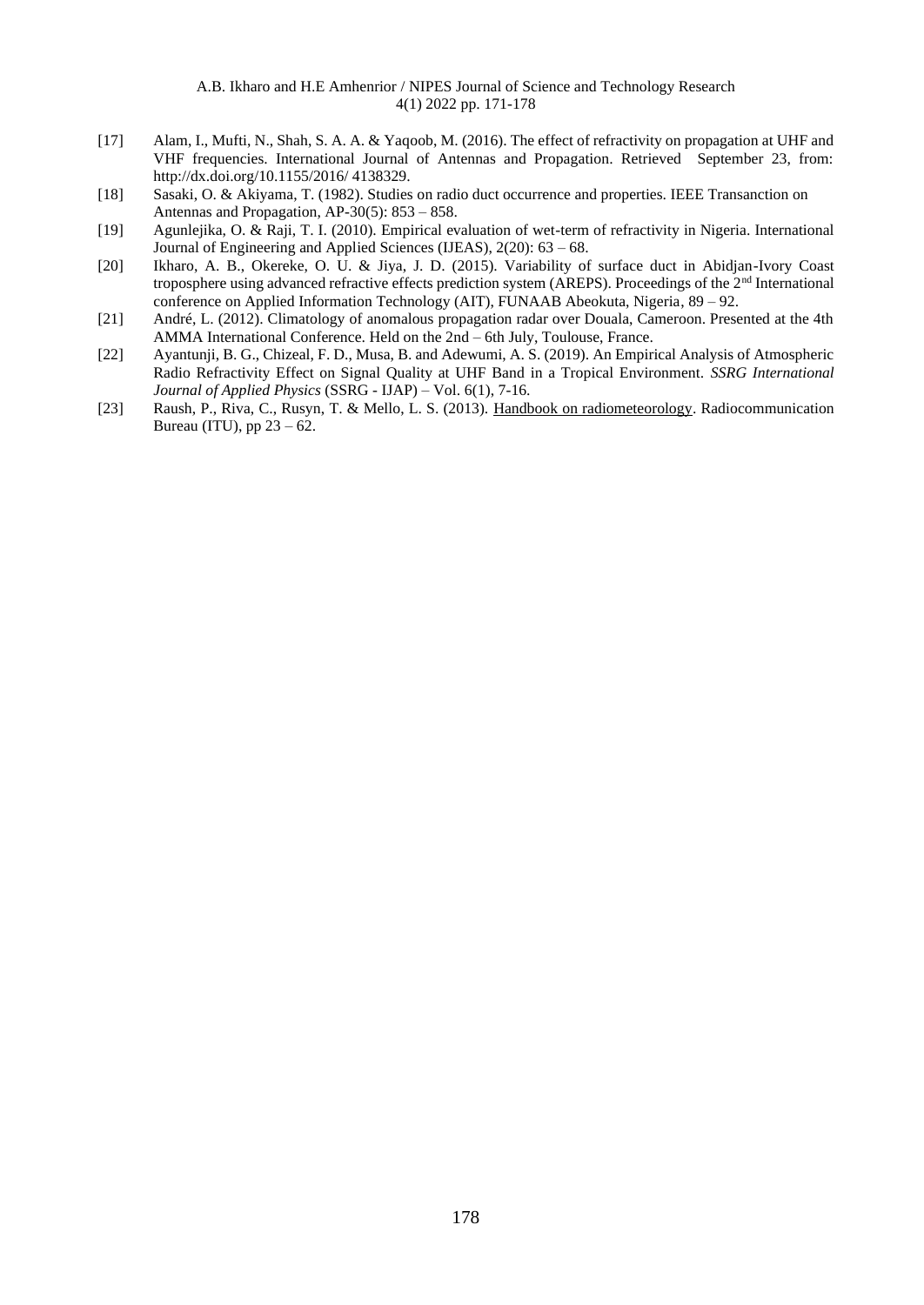[17] Alam, I., Mufti, N., Shah, S. A. A. & Yaqoob, M. (2016). The effect of refractivity on propagation at UHF and VHF frequencies. International Journal of Antennas and Propagation. Retrieved September 23, from: http://dx.doi.org/10.1155/2016/ 4138329.

[18] Sasaki, O. & Akiyama, T. (1982). Studies on radio duct occurrence and properties. IEEE Transanction on Antennas and Propagation, AP-30(5): 853 – 858.

[19] Agunlejika, O. & Raji, T. I. (2010). Empirical evaluation of wet-term of refractivity in Nigeria. International Journal of Engineering and Applied Sciences (IJEAS), 2(20): 63 – 68.

[20] Ikharo, A. B., Okereke, O. U. & Jiya, J. D. (2015). Variability of surface duct in Abidjan-Ivory Coast troposphere using advanced refractive effects prediction system (AREPS). Proceedings of the 2nd International conference on Applied Information Technology (AIT), FUNAAB Abeokuta, Nigeria, 89 – 92.

[21] André, L. (2012). Climatology of anomalous propagation radar over Douala, Cameroon. Presented at the 4th AMMA International Conference. Held on the 2nd – 6th July, Toulouse, France.

[22] Ayantunji, B. G., Chizeal, F. D., Musa, B. and Adewumi, A. S. (2019). An Empirical Analysis of Atmospheric Radio Refractivity Effect on Signal Quality at UHF Band in a Tropical Environment. *SSRG International Journal of Applied Physics* (SSRG - IJAP) – Vol. 6(1), 7-16.

[23] Raush, P., Riva, C., Rusyn, T. & Mello, L. S. (2013). Handbook on radiometeorology. Radiocommunication Bureau (ITU), pp 23 – 62.